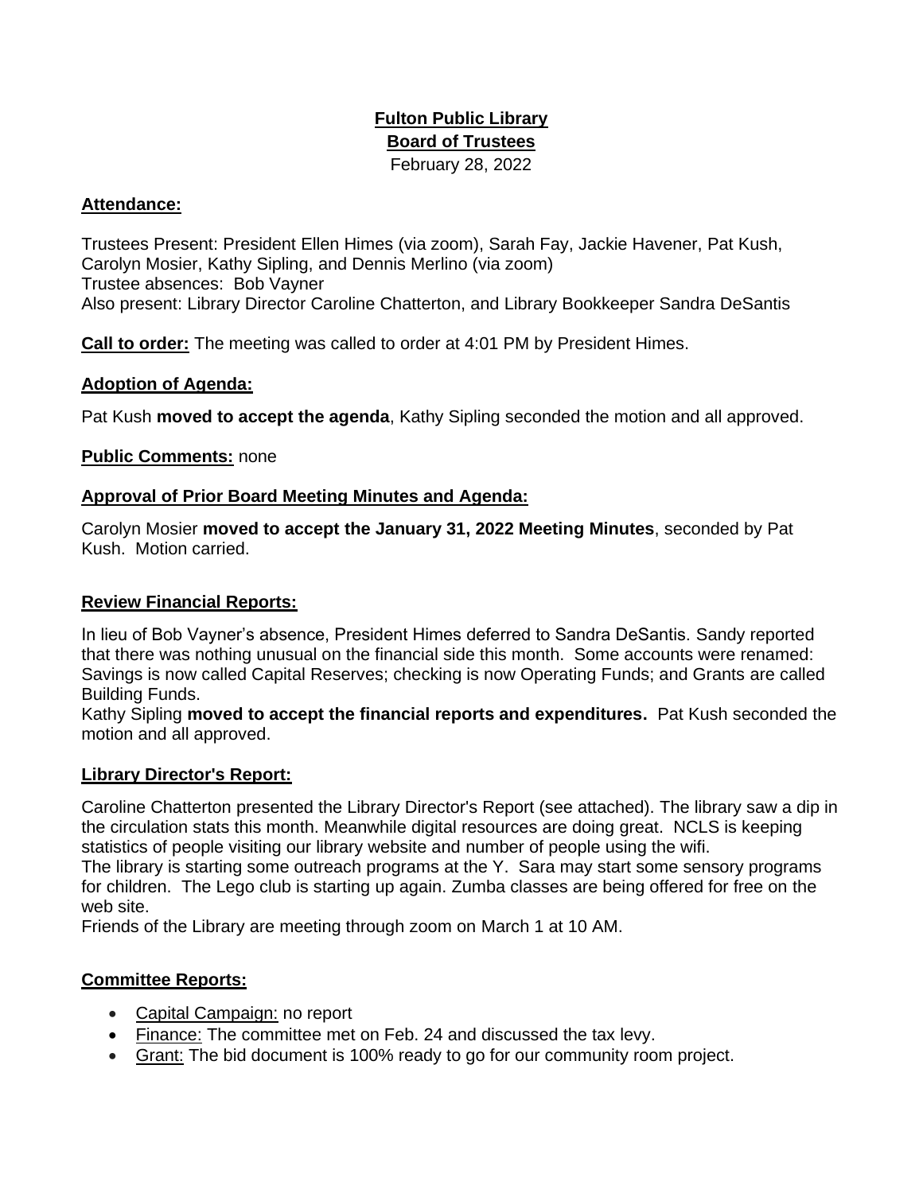# Fulton Public Library
## Board of Trustees

February 28, 2022

### Attendance:

Trustees Present: President Ellen Himes (via zoom), Sarah Fay, Jackie Havener, Pat Kush, Carolyn Mosier, Kathy Sipling, and Dennis Merlino (via zoom)
Trustee absences: Bob Vayner
Also present: Library Director Caroline Chatterton, and Library Bookkeeper Sandra DeSantis

**Call to order:** The meeting was called to order at 4:01 PM by President Himes.

### Adoption of Agenda:

Pat Kush **moved to accept the agenda**, Kathy Sipling seconded the motion and all approved.

**Public Comments:** none

### Approval of Prior Board Meeting Minutes and Agenda:

Carolyn Mosier **moved to accept the January 31, 2022 Meeting Minutes**, seconded by Pat Kush. Motion carried.

### Review Financial Reports:

In lieu of Bob Vayner's absence, President Himes deferred to Sandra DeSantis. Sandy reported that there was nothing unusual on the financial side this month. Some accounts were renamed: Savings is now called Capital Reserves; checking is now Operating Funds; and Grants are called Building Funds.
Kathy Sipling **moved to accept the financial reports and expenditures.** Pat Kush seconded the motion and all approved.

### Library Director's Report:

Caroline Chatterton presented the Library Director's Report (see attached). The library saw a dip in the circulation stats this month. Meanwhile digital resources are doing great. NCLS is keeping statistics of people visiting our library website and number of people using the wifi.
The library is starting some outreach programs at the Y. Sara may start some sensory programs for children. The Lego club is starting up again. Zumba classes are being offered for free on the web site.
Friends of the Library are meeting through zoom on March 1 at 10 AM.

### Committee Reports:

- Capital Campaign: no report
- Finance: The committee met on Feb. 24 and discussed the tax levy.
- Grant: The bid document is 100% ready to go for our community room project.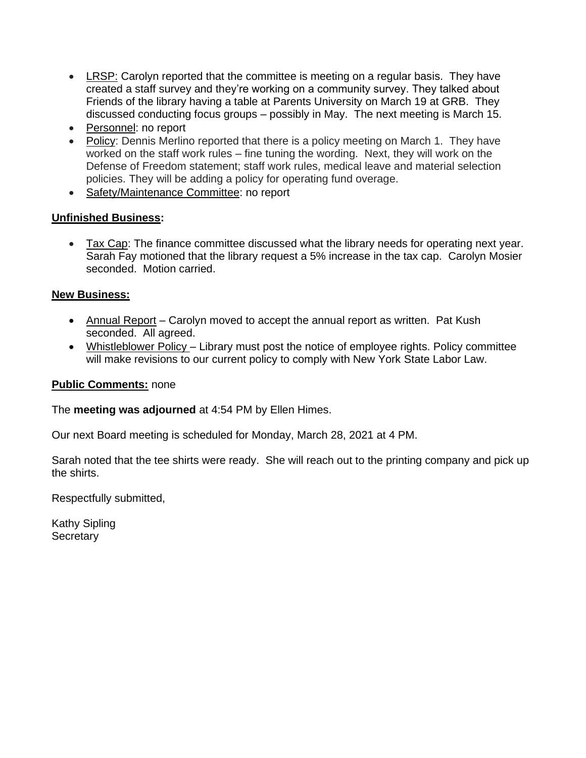- LRSP: Carolyn reported that the committee is meeting on a regular basis. They have created a staff survey and they're working on a community survey. They talked about Friends of the library having a table at Parents University on March 19 at GRB. They discussed conducting focus groups – possibly in May. The next meeting is March 15.
- Personnel: no report
- Policy: Dennis Merlino reported that there is a policy meeting on March 1. They have worked on the staff work rules – fine tuning the wording. Next, they will work on the Defense of Freedom statement; staff work rules, medical leave and material selection policies. They will be adding a policy for operating fund overage.
- Safety/Maintenance Committee: no report

**Unfinished Business:**

- Tax Cap: The finance committee discussed what the library needs for operating next year. Sarah Fay motioned that the library request a 5% increase in the tax cap. Carolyn Mosier seconded. Motion carried.

**New Business:**

- Annual Report – Carolyn moved to accept the annual report as written. Pat Kush seconded. All agreed.
- Whistleblower Policy – Library must post the notice of employee rights. Policy committee will make revisions to our current policy to comply with New York State Labor Law.

**Public Comments:** none

The **meeting was adjourned** at 4:54 PM by Ellen Himes.

Our next Board meeting is scheduled for Monday, March 28, 2021 at 4 PM.

Sarah noted that the tee shirts were ready. She will reach out to the printing company and pick up the shirts.

Respectfully submitted,

Kathy Sipling
Secretary